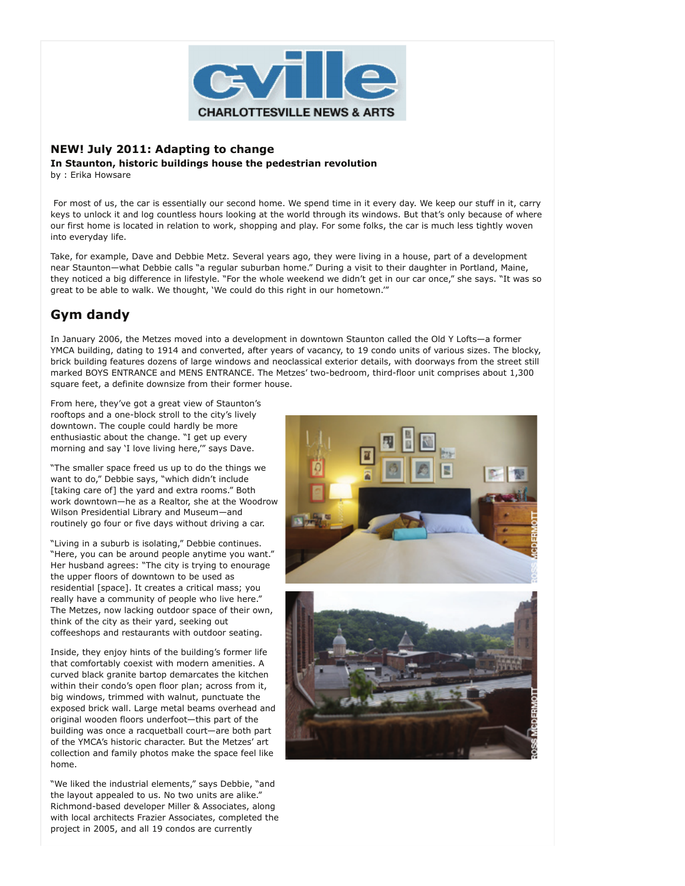**NEW! July 2011: Adapting to change**

**In Staunton, historic buildings house the pedestrian revolution**

by : Erika Howsare

For most of us, the car is essentially our second home. We spend time in it every day. We keep our stuff in it, carry keys to unlock it and log countless hours looking at the world through its windows. But that's only because of where our first home is located in relation to work, shopping and play. For some folks, the car is much less tightly woven into everyday life.

Take, for example, Dave and Debbie Metz. Several years ago, they were living in a house, part of a development near Staunton—what Debbie calls "a regular suburban home." During a visit to their daughter in Portland, Maine, they noticed a big difference in lifestyle. "For the whole weekend we didn't get in our car once," she says. "It was so great to be able to walk. We thought, 'We could do this right in our hometown.'"

## Gym dandy

In January 2006, the Metzes moved into a development in downtown Staunton called the Old Y Lofts—a former YMCA building, dating to 1914 and converted, after years of vacancy, to 19 condo units of various sizes. The blocky, brick building features dozens of large windows and neoclassical exterior details, with doorways from the street still marked BOYS ENTRANCE and MENS ENTRANCE. The Metzes' two-bedroom, third-floor unit comprises about 1,300 square feet, a definite downsize from their former house.

From here, they've got a great view of Staunton's rooftops and a one-block stroll to the city's lively downtown. The couple could hardly be more enthusiastic about the change. "I get up every morning and say 'I love living here,'" says Dave.

"The smaller space freed us up to do the things we want to do," Debbie says, "which didn't include [taking care of] the yard and extra rooms." Both work downtown—he as a Realtor, she at the Woodrow Wilson Presidential Library and Museum—and routinely go four or five days without driving a car.

"Living in a suburb is isolating," Debbie continues. "Here, you can be around people anytime you want." Her husband agrees: "The city is trying to enourage the upper floors of downtown to be used as residential [space]. It creates a critical mass; you really have a community of people who live here." The Metzes, now lacking outdoor space of their own, think of the city as their yard, seeking out coffeeshops and restaurants with outdoor seating.

Inside, they enjoy hints of the building's former life that comfortably coexist with modern amenities. A curved black granite bartop demarcates the kitchen within their condo's open floor plan; across from it, big windows, trimmed with walnut, punctuate the exposed brick wall. Large metal beams overhead and original wooden floors underfoot—this part of the building was once a racquetball court—are both part of the YMCA's historic character. But the Metzes' art collection and family photos make the space feel like home.

"We liked the industrial elements," says Debbie, "and the layout appealed to us. No two units are alike." Richmond-based developer Miller & Associates, along with local architects Frazier Associates, completed the project in 2005, and all 19 condos are currently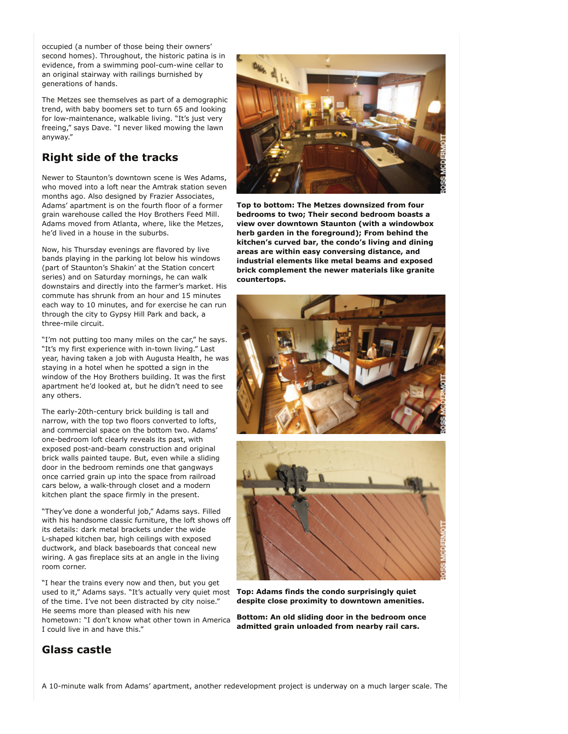occupied (a number of those being their owners' second homes). Throughout, the historic patina is in evidence, from a swimming pool-cum-wine cellar to an original stairway with railings burnished by generations of hands.

The Metzes see themselves as part of a demographic trend, with baby boomers set to turn 65 and looking for low-maintenance, walkable living. "It's just very freeing," says Dave. "I never liked mowing the lawn anyway."

## Right side of the tracks

Newer to Staunton's downtown scene is Wes Adams, who moved into a loft near the Amtrak station seven months ago. Also designed by Frazier Associates, Adams' apartment is on the fourth floor of a former grain warehouse called the Hoy Brothers Feed Mill. Adams moved from Atlanta, where, like the Metzes, he'd lived in a house in the suburbs.

Now, his Thursday evenings are flavored by live bands playing in the parking lot below his windows (part of Staunton's Shakin' at the Station concert series) and on Saturday mornings, he can walk downstairs and directly into the farmer's market. His commute has shrunk from an hour and 15 minutes each way to 10 minutes, and for exercise he can run through the city to Gypsy Hill Park and back, a three-mile circuit.

"I'm not putting too many miles on the car," he says. "It's my first experience with in-town living." Last year, having taken a job with Augusta Health, he was staying in a hotel when he spotted a sign in the window of the Hoy Brothers building. It was the first apartment he'd looked at, but he didn't need to see any others.

The early-20th-century brick building is tall and narrow, with the top two floors converted to lofts, and commercial space on the bottom two. Adams' one-bedroom loft clearly reveals its past, with exposed post-and-beam construction and original brick walls painted taupe. But, even while a sliding door in the bedroom reminds one that gangways once carried grain up into the space from railroad cars below, a walk-through closet and a modern kitchen plant the space firmly in the present.

"They've done a wonderful job," Adams says. Filled with his handsome classic furniture, the loft shows off its details: dark metal brackets under the wide L-shaped kitchen bar, high ceilings with exposed ductwork, and black baseboards that conceal new wiring. A gas fireplace sits at an angle in the living room corner.

"I hear the trains every now and then, but you get used to it," Adams says. "It's actually very quiet most of the time. I've not been distracted by city noise." He seems more than pleased with his new hometown: "I don't know what other town in America I could live in and have this."

**Top to bottom: The Metzes downsized from four bedrooms to two; Their second bedroom boasts a view over downtown Staunton (with a windowbox herb garden in the foreground); From behind the kitchen's curved bar, the condo's living and dining areas are within easy conversing distance, and industrial elements like metal beams and exposed brick complement the newer materials like granite countertops.**

**Top: Adams finds the condo surprisingly quiet despite close proximity to downtown amenities.**

**Bottom: An old sliding door in the bedroom once admitted grain unloaded from nearby rail cars.**

## Glass castle

A 10-minute walk from Adams' apartment, another redevelopment project is underway on a much larger scale. The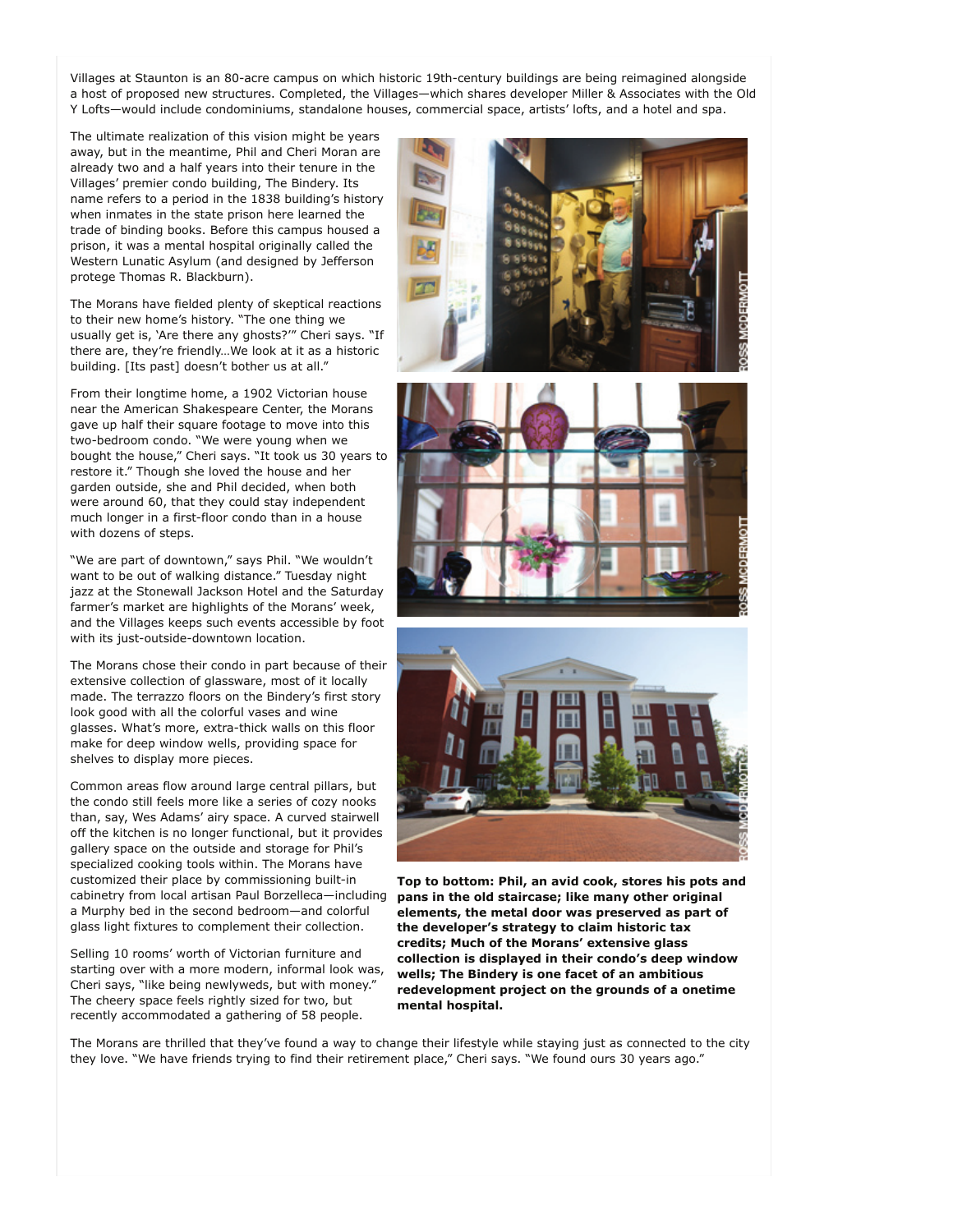Villages at Staunton is an 80-acre campus on which historic 19th-century buildings are being reimagined alongside a host of proposed new structures. Completed, the Villages—which shares developer Miller & Associates with the Old Y Lofts—would include condominiums, standalone houses, commercial space, artists' lofts, and a hotel and spa.

The ultimate realization of this vision might be years away, but in the meantime, Phil and Cheri Moran are already two and a half years into their tenure in the Villages' premier condo building, The Bindery. Its name refers to a period in the 1838 building's history when inmates in the state prison here learned the trade of binding books. Before this campus housed a prison, it was a mental hospital originally called the Western Lunatic Asylum (and designed by Jefferson protege Thomas R. Blackburn).

The Morans have fielded plenty of skeptical reactions to their new home's history. "The one thing we usually get is, 'Are there any ghosts?'" Cheri says. "If there are, they're friendly…We look at it as a historic building. [Its past] doesn't bother us at all."

From their longtime home, a 1902 Victorian house near the American Shakespeare Center, the Morans gave up half their square footage to move into this two-bedroom condo. "We were young when we bought the house," Cheri says. "It took us 30 years to restore it." Though she loved the house and her garden outside, she and Phil decided, when both were around 60, that they could stay independent much longer in a first-floor condo than in a house with dozens of steps.

"We are part of downtown," says Phil. "We wouldn't want to be out of walking distance." Tuesday night jazz at the Stonewall Jackson Hotel and the Saturday farmer's market are highlights of the Morans' week, and the Villages keeps such events accessible by foot with its just-outside-downtown location.

The Morans chose their condo in part because of their extensive collection of glassware, most of it locally made. The terrazzo floors on the Bindery's first story look good with all the colorful vases and wine glasses. What's more, extra-thick walls on this floor make for deep window wells, providing space for shelves to display more pieces.

Common areas flow around large central pillars, but the condo still feels more like a series of cozy nooks than, say, Wes Adams' airy space. A curved stairwell off the kitchen is no longer functional, but it provides gallery space on the outside and storage for Phil's specialized cooking tools within. The Morans have customized their place by commissioning built-in cabinetry from local artisan Paul Borzelleca—including a Murphy bed in the second bedroom—and colorful glass light fixtures to complement their collection.

Selling 10 rooms' worth of Victorian furniture and starting over with a more modern, informal look was, Cheri says, "like being newlyweds, but with money." The cheery space feels rightly sized for two, but recently accommodated a gathering of 58 people.

ROSS MCDERMOTT

ROSS MCDERMOTT

ROSS MCDERMOTT

**Top to bottom: Phil, an avid cook, stores his pots and pans in the old staircase; like many other original elements, the metal door was preserved as part of the developer's strategy to claim historic tax credits; Much of the Morans' extensive glass collection is displayed in their condo's deep window wells; The Bindery is one facet of an ambitious redevelopment project on the grounds of a onetime mental hospital.**

The Morans are thrilled that they've found a way to change their lifestyle while staying just as connected to the city they love. "We have friends trying to find their retirement place," Cheri says. "We found ours 30 years ago."